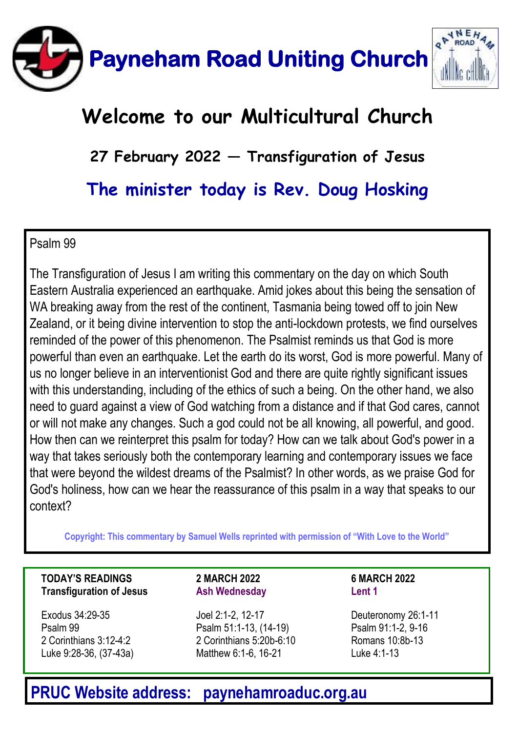# Payneham Road Uniting Church

## Welcome to our Multicultural Church

### 27 February 2022 — Transfiguration of Jesus

### The minister today is Rev. Doug Hosking

Psalm 99

The Transfiguration of Jesus I am writing this commentary on the day on which South Eastern Australia experienced an earthquake. Amid jokes about this being the sensation of WA breaking away from the rest of the continent, Tasmania being towed off to join New Zealand, or it being divine intervention to stop the anti-lockdown protests, we find ourselves reminded of the power of this phenomenon. The Psalmist reminds us that God is more powerful than even an earthquake. Let the earth do its worst, God is more powerful. Many of us no longer believe in an interventionist God and there are quite rightly significant issues with this understanding, including of the ethics of such a being. On the other hand, we also need to guard against a view of God watching from a distance and if that God cares, cannot or will not make any changes. Such a god could not be all knowing, all powerful, and good. How then can we reinterpret this psalm for today? How can we talk about God's power in a way that takes seriously both the contemporary learning and contemporary issues we face that were beyond the wildest dreams of the Psalmist? In other words, as we praise God for God's holiness, how can we hear the reassurance of this psalm in a way that speaks to our context?

**Copyright: This commentary by Samuel Wells reprinted with permission of "With Love to the World"**

**TODAY'S READINGS**
**Transfiguration of Jesus**

Exodus 34:29-35
Psalm 99
2 Corinthians 3:12-4:2
Luke 9:28-36, (37-43a)

**2 MARCH 2022**
**Ash Wednesday**

Joel 2:1-2, 12-17
Psalm 51:1-13, (14-19)
2 Corinthians 5:20b-6:10
Matthew 6:1-6, 16-21

**6 MARCH 2022**
**Lent 1**

Deuteronomy 26:1-11
Psalm 91:1-2, 9-16
Romans 10:8b-13
Luke 4:1-13

## PRUC Website address: paynehamroaduc.org.au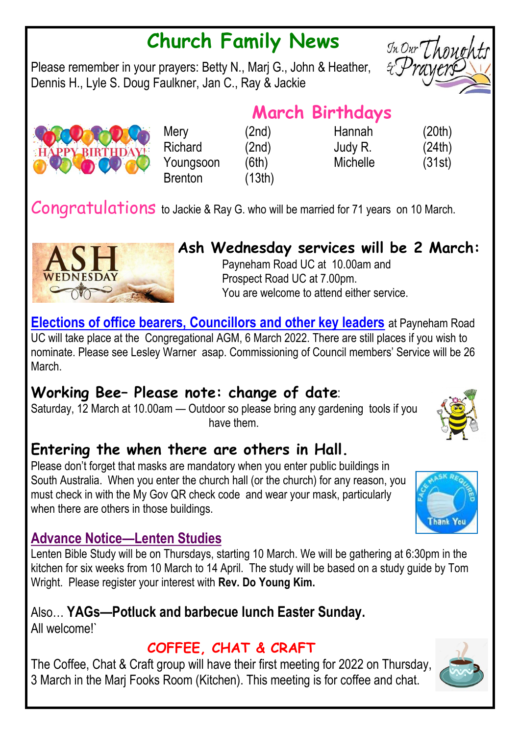# Church Family News

Please remember in your prayers: Betty N., Marj G., John & Heather, Dennis H., Lyle S. Doug Faulkner, Jan C., Ray & Jackie

## March Birthdays

| | | | |
|---|---|---|---|
| Mery | (2nd) | Hannah | (20th) |
| Richard | (2nd) | Judy R. | (24th) |
| Youngsoon | (6th) | Michelle | (31st) |
| Brenton | (13th) | | |

**Congratulations** to Jackie & Ray G. who will be married for 71 years on 10 March.

## Ash Wednesday services will be 2 March:

Payneham Road UC at 10.00am and
Prospect Road UC at 7.00pm.
You are welcome to attend either service.

**Elections of office bearers, Councillors and other key leaders** at Payneham Road UC will take place at the Congregational AGM, 6 March 2022. There are still places if you wish to nominate. Please see Lesley Warner asap. Commissioning of Council members' Service will be 26 March.

## Working Bee– Please note: change of date:

Saturday, 12 March at 10.00am — Outdoor so please bring any gardening tools if you have them.

## Entering the when there are others in Hall.

Please don't forget that masks are mandatory when you enter public buildings in South Australia. When you enter the church hall (or the church) for any reason, you must check in with the My Gov QR check code and wear your mask, particularly when there are others in those buildings.

## Advance Notice—Lenten Studies

Lenten Bible Study will be on Thursdays, starting 10 March. We will be gathering at 6:30pm in the kitchen for six weeks from 10 March to 14 April. The study will be based on a study guide by Tom Wright. Please register your interest with **Rev. Do Young Kim.**

Also… **YAGs—Potluck and barbecue lunch Easter Sunday.**
All welcome!`

## COFFEE, CHAT & CRAFT

The Coffee, Chat & Craft group will have their first meeting for 2022 on Thursday, 3 March in the Marj Fooks Room (Kitchen). This meeting is for coffee and chat.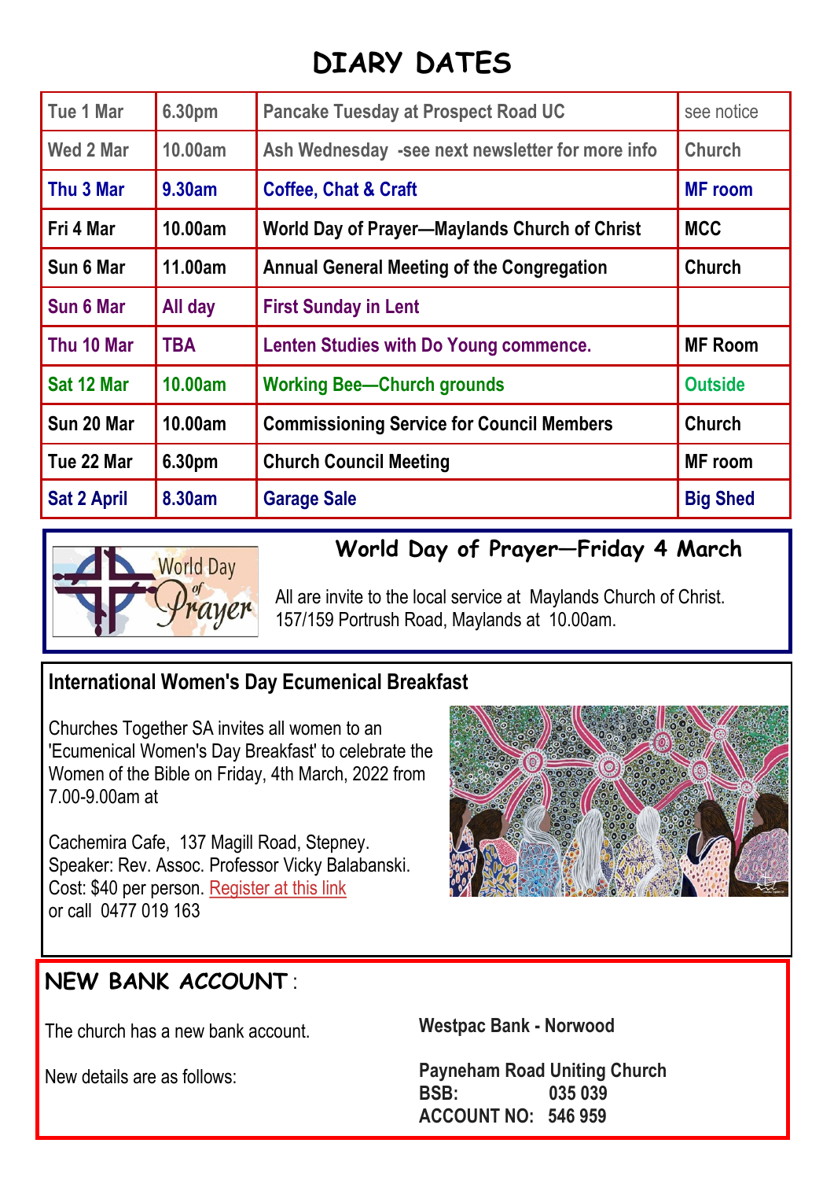# DIARY DATES

| Tue 1 Mar | 6.30pm | Pancake Tuesday at Prospect Road UC | see notice |
|---|---|---|---|
| Wed 2 Mar | 10.00am | Ash Wednesday -see next newsletter for more info | Church |
| Thu 3 Mar | 9.30am | Coffee, Chat & Craft | MF room |
| Fri 4 Mar | 10.00am | World Day of Prayer—Maylands Church of Christ | MCC |
| Sun 6 Mar | 11.00am | Annual General Meeting of the Congregation | Church |
| Sun 6 Mar | All day | First Sunday in Lent | |
| Thu 10 Mar | TBA | Lenten Studies with Do Young commence. | MF Room |
| Sat 12 Mar | 10.00am | Working Bee—Church grounds | Outside |
| Sun 20 Mar | 10.00am | Commissioning Service for Council Members | Church |
| Tue 22 Mar | 6.30pm | Church Council Meeting | MF room |
| Sat 2 April | 8.30am | Garage Sale | Big Shed |

## World Day of Prayer—Friday 4 March

All are invite to the local service at Maylands Church of Christ. 157/159 Portrush Road, Maylands at 10.00am.

## International Women's Day Ecumenical Breakfast

Churches Together SA invites all women to an 'Ecumenical Women's Day Breakfast' to celebrate the Women of the Bible on Friday, 4th March, 2022 from 7.00-9.00am at

Cachemira Cafe, 137 Magill Road, Stepney.
Speaker: Rev. Assoc. Professor Vicky Balabanski.
Cost: $40 per person. Register at this link
or call 0477 019 163

## NEW BANK ACCOUNT :

The church has a new bank account.

New details are as follows:

**Westpac Bank - Norwood**

**Payneham Road Uniting Church**
**BSB: 035 039**
**ACCOUNT NO: 546 959**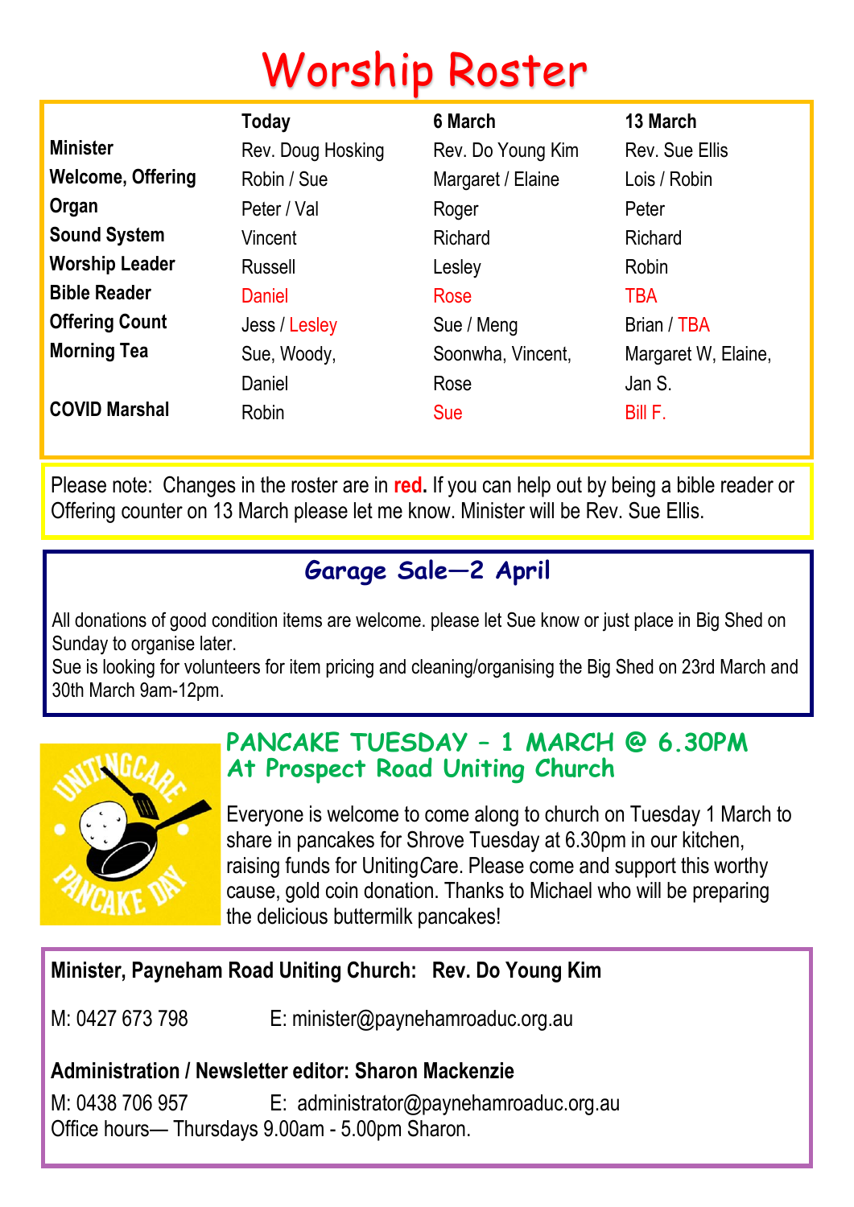# Worship Roster

| | Today | 6 March | 13 March |
|---|---|---|---|
| **Minister** | Rev. Doug Hosking | Rev. Do Young Kim | Rev. Sue Ellis |
| **Welcome, Offering** | Robin / Sue | Margaret / Elaine | Lois / Robin |
| **Organ** | Peter / Val | Roger | Peter |
| **Sound System** | Vincent | Richard | Richard |
| **Worship Leader** | Russell | Lesley | Robin |
| **Bible Reader** | Daniel | Rose | TBA |
| **Offering Count** | Jess / Lesley | Sue / Meng | Brian / TBA |
| **Morning Tea** | Sue, Woody, Daniel | Soonwha, Vincent, Rose | Margaret W, Elaine, Jan S. |
| **COVID Marshal** | Robin | Sue | Bill F. |

Please note: Changes in the roster are in **red.** If you can help out by being a bible reader or Offering counter on 13 March please let me know. Minister will be Rev. Sue Ellis.

## Garage Sale—2 April

All donations of good condition items are welcome. please let Sue know or just place in Big Shed on Sunday to organise later.
Sue is looking for volunteers for item pricing and cleaning/organising the Big Shed on 23rd March and 30th March 9am-12pm.

## PANCAKE TUESDAY – 1 MARCH @ 6.30PM At Prospect Road Uniting Church

Everyone is welcome to come along to church on Tuesday 1 March to share in pancakes for Shrove Tuesday at 6.30pm in our kitchen, raising funds for UnitingCare. Please come and support this worthy cause, gold coin donation. Thanks to Michael who will be preparing the delicious buttermilk pancakes!

**Minister, Payneham Road Uniting Church: Rev. Do Young Kim**

M: 0427 673 798 E: minister@paynehamroaduc.org.au

**Administration / Newsletter editor: Sharon Mackenzie**

M: 0438 706 957 E: administrator@paynehamroaduc.org.au
Office hours— Thursdays 9.00am - 5.00pm Sharon.